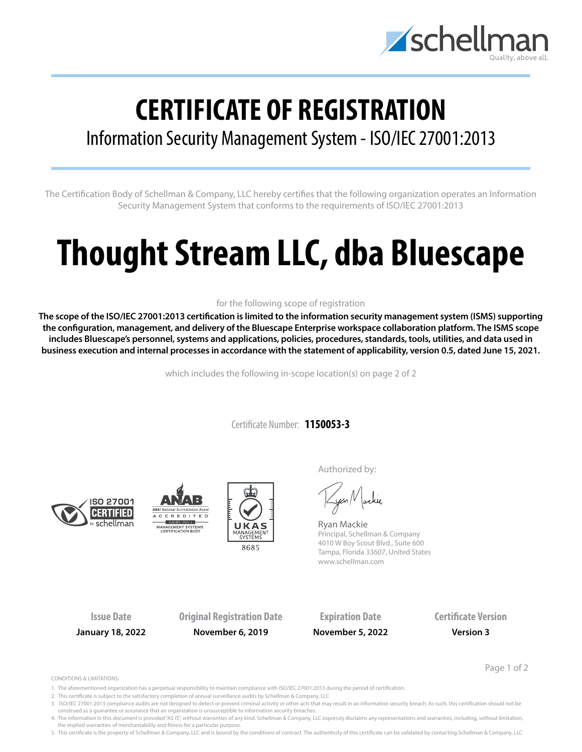# CERTIFICATE OF REGISTRATION

## Information Security Management System - ISO/IEC 27001:2013

The Certification Body of Schellman & Company, LLC hereby certifies that the following organization operates an Information Security Management System that conforms to the requirements of ISO/IEC 27001:2013

# Thought Stream LLC, dba Bluescape

for the following scope of registration

**The scope of the ISO/IEC 27001:2013 certification is limited to the information security management system (ISMS) supporting the configuration, management, and delivery of the Bluescape Enterprise workspace collaboration platform. The ISMS scope includes Bluescape's personnel, systems and applications, policies, procedures, standards, tools, utilities, and data used in business execution and internal processes in accordance with the statement of applicability, version 0.5, dated June 15, 2021.**

which includes the following in-scope location(s) on page 2 of 2

Certificate Number: **1150053-3**

Authorized by:

Ryan Mackie
Principal, Schellman & Company
4010 W Boy Scout Blvd., Suite 600
Tampa, Florida 33607, United States
www.schellman.com

| Issue Date | Original Registration Date | Expiration Date | Certificate Version |
| --- | --- | --- | --- |
| **January 18, 2022** | **November 6, 2019** | **November 5, 2022** | **Version 3** |

CONDITIONS & LIMITATIONS:

1. The aforementioned organization has a perpetual responsibility to maintain compliance with ISO/IEC 27001:2013 during the period of certification.
2. This certificate is subject to the satisfactory completion of annual surveillance audits by Schellman & Company, LLC
3. ISO/IEC 27001:2013 compliance audits are not designed to detect or prevent criminal activity or other acts that may result in an information security breach. As such, this certification should not be construed as a guarantee or assurance that an organization is unsusceptible to information security breaches.
4. The information in this document is provided "AS IS", without warranties of any kind. Schellman & Company, LLC expressly disclaims any representations and warranties, including, without limitation, the implied warranties of merchantability and fitness for a particular purpose.
5. This certificate is the property of Schellman & Company, LLC and is bound by the conditions of contract. The authenticity of this certificate can be validated by contacting Schellman & Company, LLC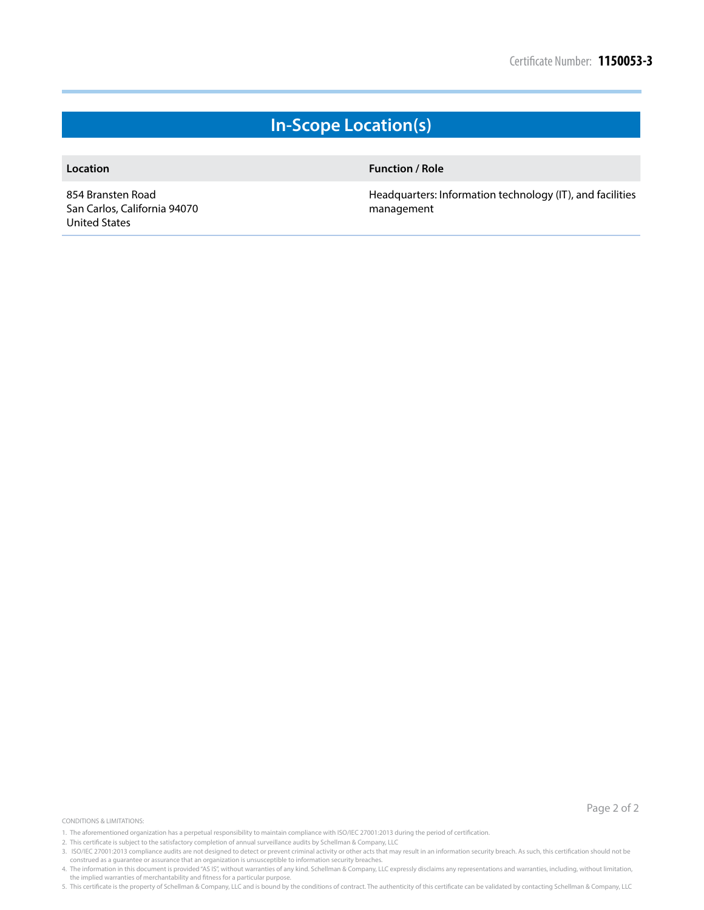Certificate Number: **1150053-3**

# In-Scope Location(s)

| Location | Function / Role |
|---|---|
| 854 Bransten Road<br>San Carlos, California 94070<br>United States | Headquarters: Information technology (IT), and facilities management |

CONDITIONS & LIMITATIONS:

1. The aforementioned organization has a perpetual responsibility to maintain compliance with ISO/IEC 27001:2013 during the period of certification.
2. This certificate is subject to the satisfactory completion of annual surveillance audits by Schellman & Company, LLC
3. ISO/IEC 27001:2013 compliance audits are not designed to detect or prevent criminal activity or other acts that may result in an information security breach. As such, this certification should not be construed as a guarantee or assurance that an organization is unsusceptible to information security breaches.
4. The information in this document is provided "AS IS", without warranties of any kind. Schellman & Company, LLC expressly disclaims any representations and warranties, including, without limitation, the implied warranties of merchantability and fitness for a particular purpose.
5. This certificate is the property of Schellman & Company, LLC and is bound by the conditions of contract. The authenticity of this certificate can be validated by contacting Schellman & Company, LLC